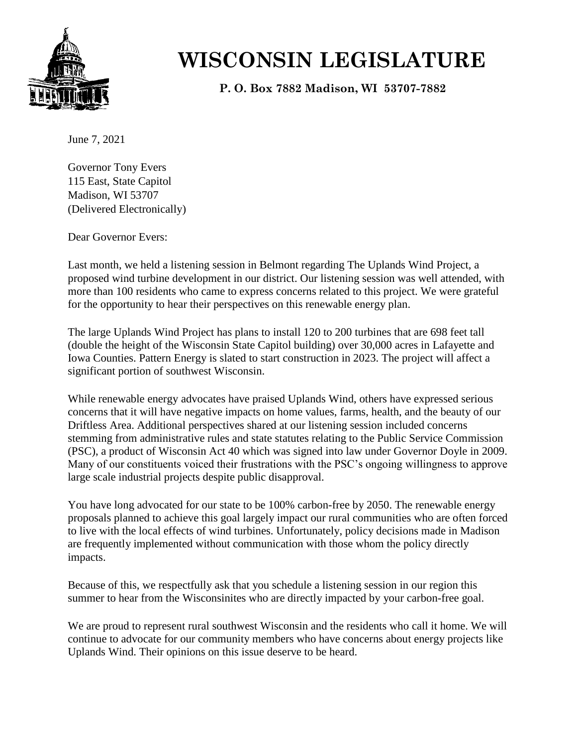# WISCONSIN LEGISLATURE

**P. O. Box 7882 Madison, WI 53707-7882**

June 7, 2021

Governor Tony Evers
115 East, State Capitol
Madison, WI 53707
(Delivered Electronically)

Dear Governor Evers:

Last month, we held a listening session in Belmont regarding The Uplands Wind Project, a proposed wind turbine development in our district. Our listening session was well attended, with more than 100 residents who came to express concerns related to this project. We were grateful for the opportunity to hear their perspectives on this renewable energy plan.

The large Uplands Wind Project has plans to install 120 to 200 turbines that are 698 feet tall (double the height of the Wisconsin State Capitol building) over 30,000 acres in Lafayette and Iowa Counties. Pattern Energy is slated to start construction in 2023. The project will affect a significant portion of southwest Wisconsin.

While renewable energy advocates have praised Uplands Wind, others have expressed serious concerns that it will have negative impacts on home values, farms, health, and the beauty of our Driftless Area. Additional perspectives shared at our listening session included concerns stemming from administrative rules and state statutes relating to the Public Service Commission (PSC), a product of Wisconsin Act 40 which was signed into law under Governor Doyle in 2009. Many of our constituents voiced their frustrations with the PSC's ongoing willingness to approve large scale industrial projects despite public disapproval.

You have long advocated for our state to be 100% carbon-free by 2050. The renewable energy proposals planned to achieve this goal largely impact our rural communities who are often forced to live with the local effects of wind turbines. Unfortunately, policy decisions made in Madison are frequently implemented without communication with those whom the policy directly impacts.

Because of this, we respectfully ask that you schedule a listening session in our region this summer to hear from the Wisconsinites who are directly impacted by your carbon-free goal.

We are proud to represent rural southwest Wisconsin and the residents who call it home. We will continue to advocate for our community members who have concerns about energy projects like Uplands Wind. Their opinions on this issue deserve to be heard.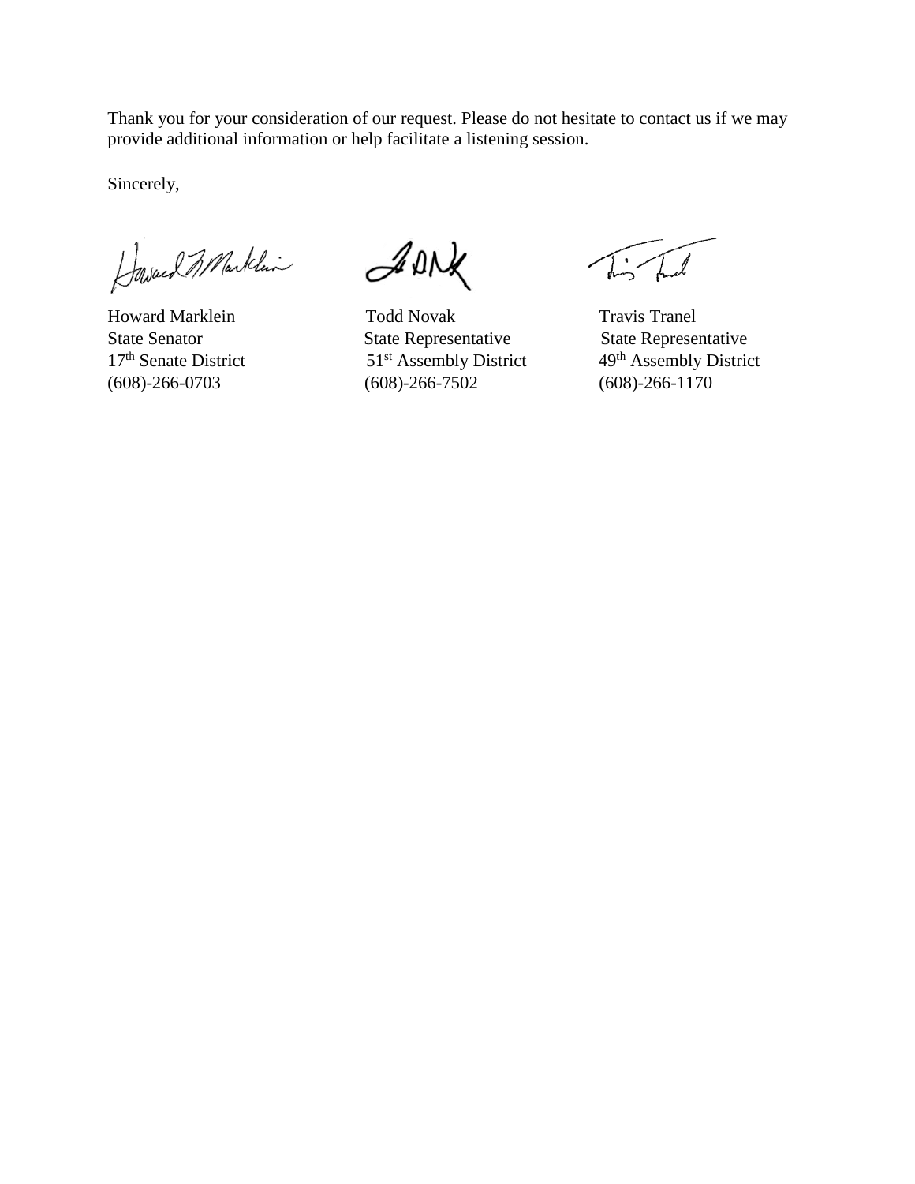Thank you for your consideration of our request. Please do not hesitate to contact us if we may provide additional information or help facilitate a listening session.

Sincerely,

| Howard Marklein | Todd Novak | Travis Tranel |
| --- | --- | --- |
| State Senator | State Representative | State Representative |
| 17th Senate District | 51st Assembly District | 49th Assembly District |
| (608)-266-0703 | (608)-266-7502 | (608)-266-1170 |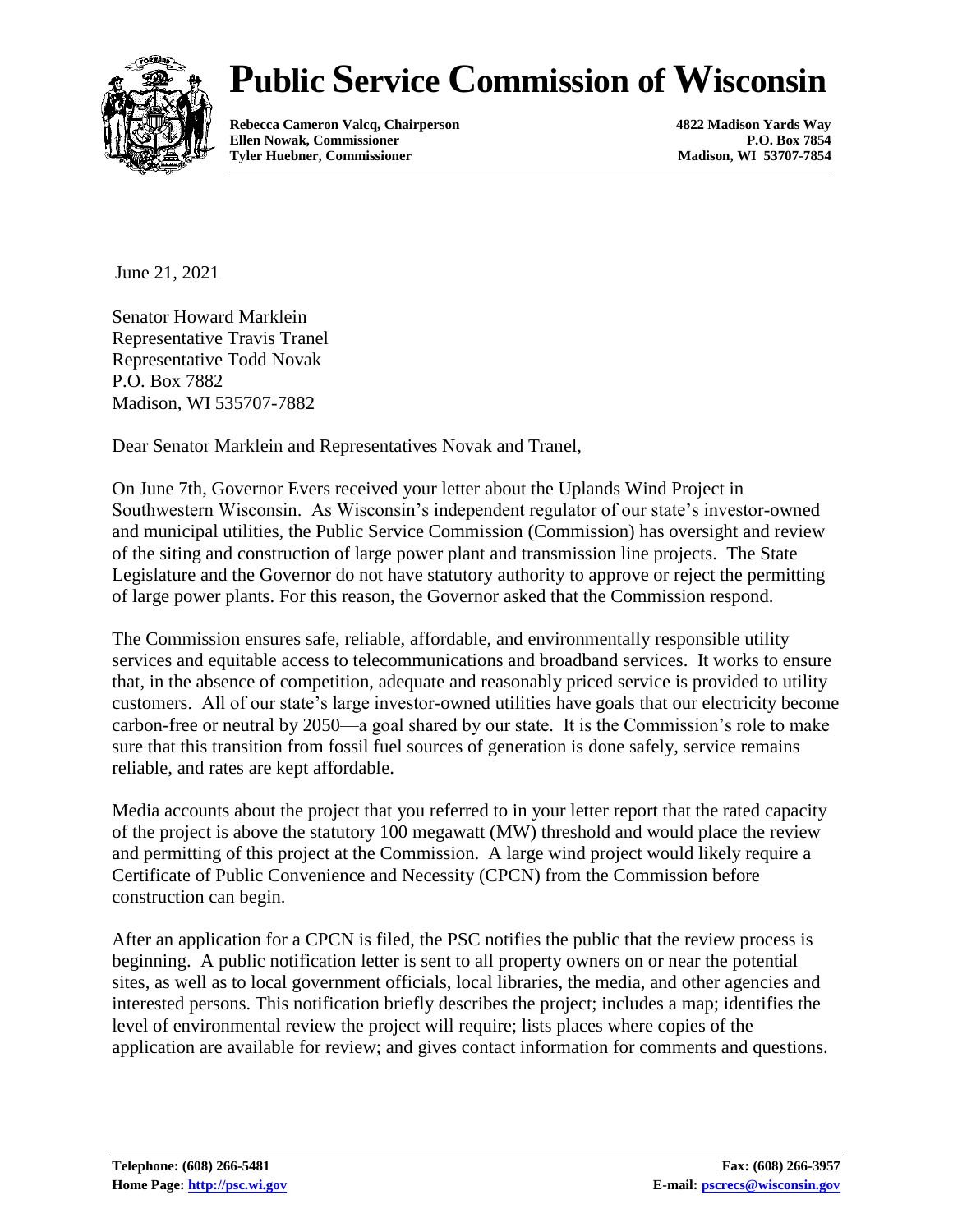# Public Service Commission of Wisconsin

**Rebecca Cameron Valcq, Chairperson**
**Ellen Nowak, Commissioner**
**Tyler Huebner, Commissioner**

**4822 Madison Yards Way**
**P.O. Box 7854**
**Madison, WI 53707-7854**

June 21, 2021

Senator Howard Marklein
Representative Travis Tranel
Representative Todd Novak
P.O. Box 7882
Madison, WI 535707-7882

Dear Senator Marklein and Representatives Novak and Tranel,

On June 7th, Governor Evers received your letter about the Uplands Wind Project in Southwestern Wisconsin. As Wisconsin's independent regulator of our state's investor-owned and municipal utilities, the Public Service Commission (Commission) has oversight and review of the siting and construction of large power plant and transmission line projects. The State Legislature and the Governor do not have statutory authority to approve or reject the permitting of large power plants. For this reason, the Governor asked that the Commission respond.

The Commission ensures safe, reliable, affordable, and environmentally responsible utility services and equitable access to telecommunications and broadband services. It works to ensure that, in the absence of competition, adequate and reasonably priced service is provided to utility customers. All of our state's large investor-owned utilities have goals that our electricity become carbon-free or neutral by 2050—a goal shared by our state. It is the Commission's role to make sure that this transition from fossil fuel sources of generation is done safely, service remains reliable, and rates are kept affordable.

Media accounts about the project that you referred to in your letter report that the rated capacity of the project is above the statutory 100 megawatt (MW) threshold and would place the review and permitting of this project at the Commission. A large wind project would likely require a Certificate of Public Convenience and Necessity (CPCN) from the Commission before construction can begin.

After an application for a CPCN is filed, the PSC notifies the public that the review process is beginning. A public notification letter is sent to all property owners on or near the potential sites, as well as to local government officials, local libraries, the media, and other agencies and interested persons. This notification briefly describes the project; includes a map; identifies the level of environmental review the project will require; lists places where copies of the application are available for review; and gives contact information for comments and questions.

**Telephone: (608) 266-5481** **Fax: (608) 266-3957**
**Home Page: http://psc.wi.gov** **E-mail: pscrecs@wisconsin.gov**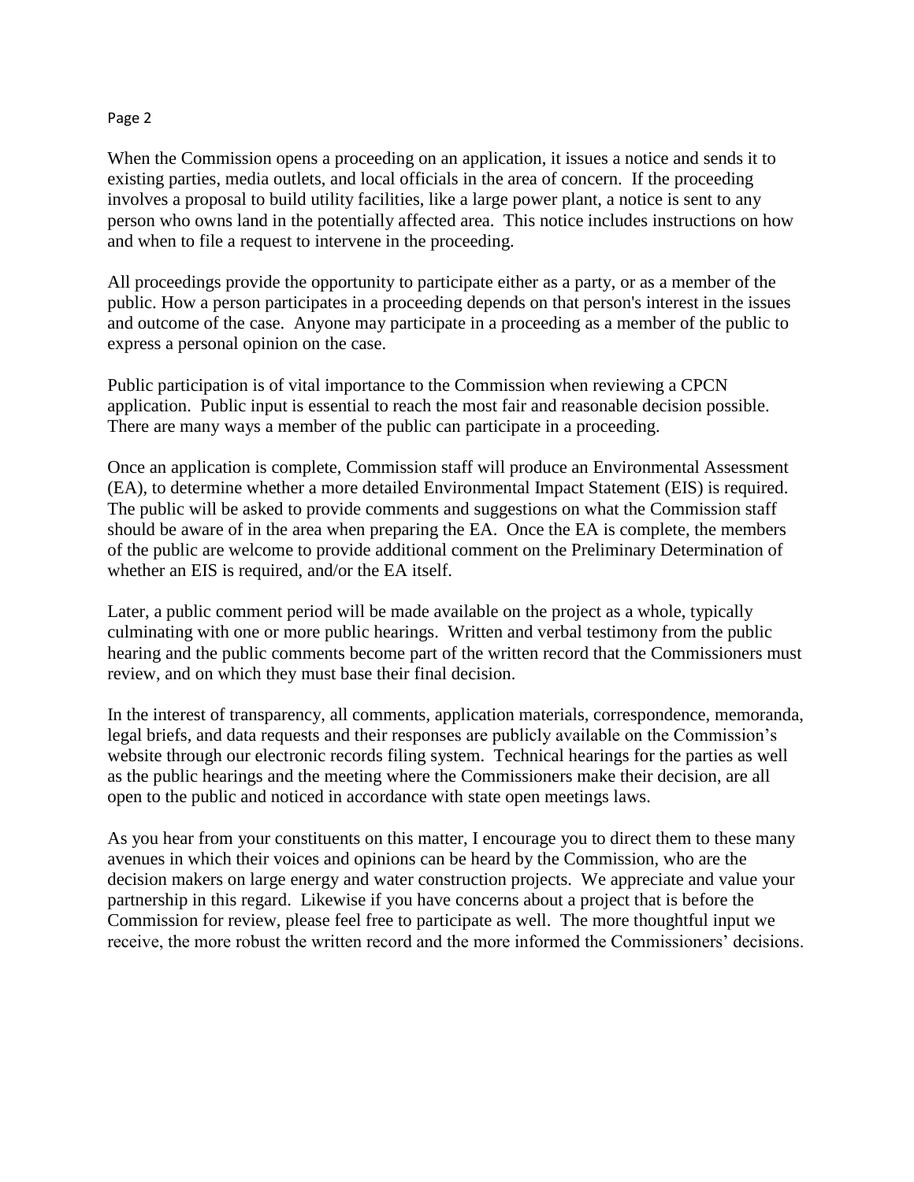When the Commission opens a proceeding on an application, it issues a notice and sends it to existing parties, media outlets, and local officials in the area of concern. If the proceeding involves a proposal to build utility facilities, like a large power plant, a notice is sent to any person who owns land in the potentially affected area. This notice includes instructions on how and when to file a request to intervene in the proceeding.

All proceedings provide the opportunity to participate either as a party, or as a member of the public. How a person participates in a proceeding depends on that person's interest in the issues and outcome of the case. Anyone may participate in a proceeding as a member of the public to express a personal opinion on the case.

Public participation is of vital importance to the Commission when reviewing a CPCN application. Public input is essential to reach the most fair and reasonable decision possible. There are many ways a member of the public can participate in a proceeding.

Once an application is complete, Commission staff will produce an Environmental Assessment (EA), to determine whether a more detailed Environmental Impact Statement (EIS) is required. The public will be asked to provide comments and suggestions on what the Commission staff should be aware of in the area when preparing the EA. Once the EA is complete, the members of the public are welcome to provide additional comment on the Preliminary Determination of whether an EIS is required, and/or the EA itself.

Later, a public comment period will be made available on the project as a whole, typically culminating with one or more public hearings. Written and verbal testimony from the public hearing and the public comments become part of the written record that the Commissioners must review, and on which they must base their final decision.

In the interest of transparency, all comments, application materials, correspondence, memoranda, legal briefs, and data requests and their responses are publicly available on the Commission's website through our electronic records filing system. Technical hearings for the parties as well as the public hearings and the meeting where the Commissioners make their decision, are all open to the public and noticed in accordance with state open meetings laws.

As you hear from your constituents on this matter, I encourage you to direct them to these many avenues in which their voices and opinions can be heard by the Commission, who are the decision makers on large energy and water construction projects. We appreciate and value your partnership in this regard. Likewise if you have concerns about a project that is before the Commission for review, please feel free to participate as well. The more thoughtful input we receive, the more robust the written record and the more informed the Commissioners' decisions.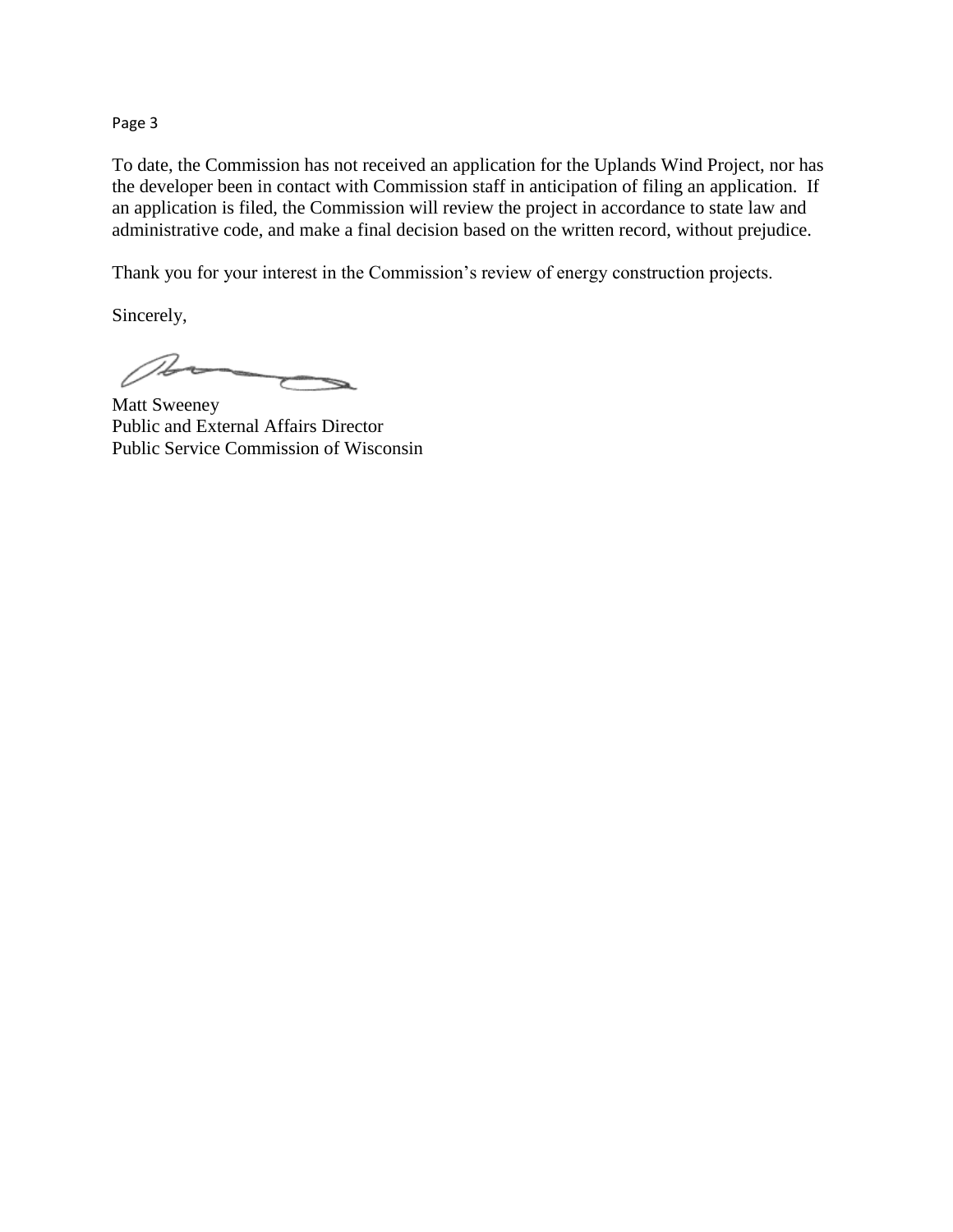To date, the Commission has not received an application for the Uplands Wind Project, nor has the developer been in contact with Commission staff in anticipation of filing an application. If an application is filed, the Commission will review the project in accordance to state law and administrative code, and make a final decision based on the written record, without prejudice.

Thank you for your interest in the Commission's review of energy construction projects.

Sincerely,

Matt Sweeney
Public and External Affairs Director
Public Service Commission of Wisconsin